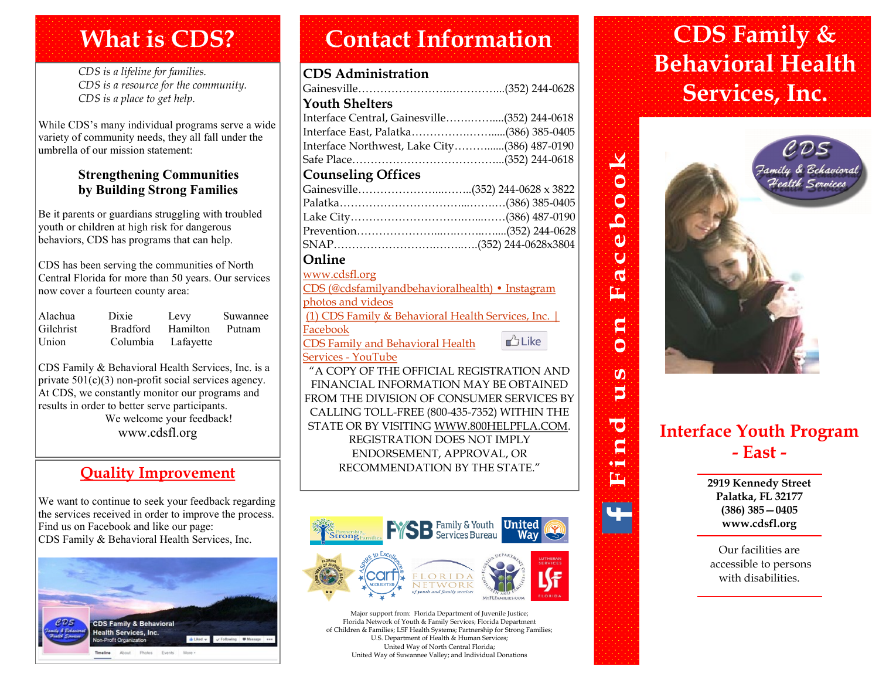# What is CDS?

*CDS is a lifeline for families.*
*CDS is a resource for the community.*
*CDS is a place to get help.*

While CDS's many individual programs serve a wide variety of community needs, they all fall under the umbrella of our mission statement:

**Strengthening Communities by Building Strong Families**

Be it parents or guardians struggling with troubled youth or children at high risk for dangerous behaviors, CDS has programs that can help.

CDS has been serving the communities of North Central Florida for more than 50 years. Our services now cover a fourteen county area:

| | | | |
|---|---|---|---|
| Alachua | Dixie | Levy | Suwannee |
| Gilchrist | Bradford | Hamilton | Putnam |
| Union | Columbia | Lafayette | |

CDS Family & Behavioral Health Services, Inc. is a private 501(c)(3) non-profit social services agency. At CDS, we constantly monitor our programs and results in order to better serve participants.

We welcome your feedback!

www.cdsfl.org

## Quality Improvement

We want to continue to seek your feedback regarding the services received in order to improve the process. Find us on Facebook and like our page:
CDS Family & Behavioral Health Services, Inc.

# Contact Information

**CDS Administration**
Gainesville……………………..…………...(352) 244-0628

**Youth Shelters**
Interface Central, Gainesville……..……......(352) 244-0618
Interface East, Palatka…………….……......(386) 385-0405
Interface Northwest, Lake City……….......(386) 487-0190
Safe Place…………………………………....(352) 244-0618

**Counseling Offices**
Gainesville……………………...……..(352) 244-0628 x 3822
Palatka……………………………...……….(386) 385-0405
Lake City……………………………..…...……(386) 487-0190
Prevention……………………...…..……......(352) 244-0628
SNAP……………………………..……..….(352) 244-0628x3804

**Online**
www.cdsfl.org
CDS (@cdsfamilyandbehavioralhealth) • Instagram photos and videos
(1) CDS Family & Behavioral Health Services, Inc. | Facebook
CDS Family and Behavioral Health Services - YouTube

"A COPY OF THE OFFICIAL REGISTRATION AND FINANCIAL INFORMATION MAY BE OBTAINED FROM THE DIVISION OF CONSUMER SERVICES BY CALLING TOLL-FREE (800-435-7352) WITHIN THE STATE OR BY VISITING WWW.800HELPFLA.COM. REGISTRATION DOES NOT IMPLY ENDORSEMENT, APPROVAL, OR RECOMMENDATION BY THE STATE."

Major support from: Florida Department of Juvenile Justice; Florida Network of Youth & Family Services; Florida Department of Children & Families; LSF Health Systems; Partnership for Strong Families; U.S. Department of Health & Human Services; United Way of North Central Florida; United Way of Suwannee Valley; and Individual Donations

Find us on Facebook

# CDS Family & Behavioral Health Services, Inc.

## Interface Youth Program - East -

**2919 Kennedy Street**
**Palatka, FL 32177**
**(386) 385—0405**
**www.cdsfl.org**

Our facilities are accessible to persons with disabilities.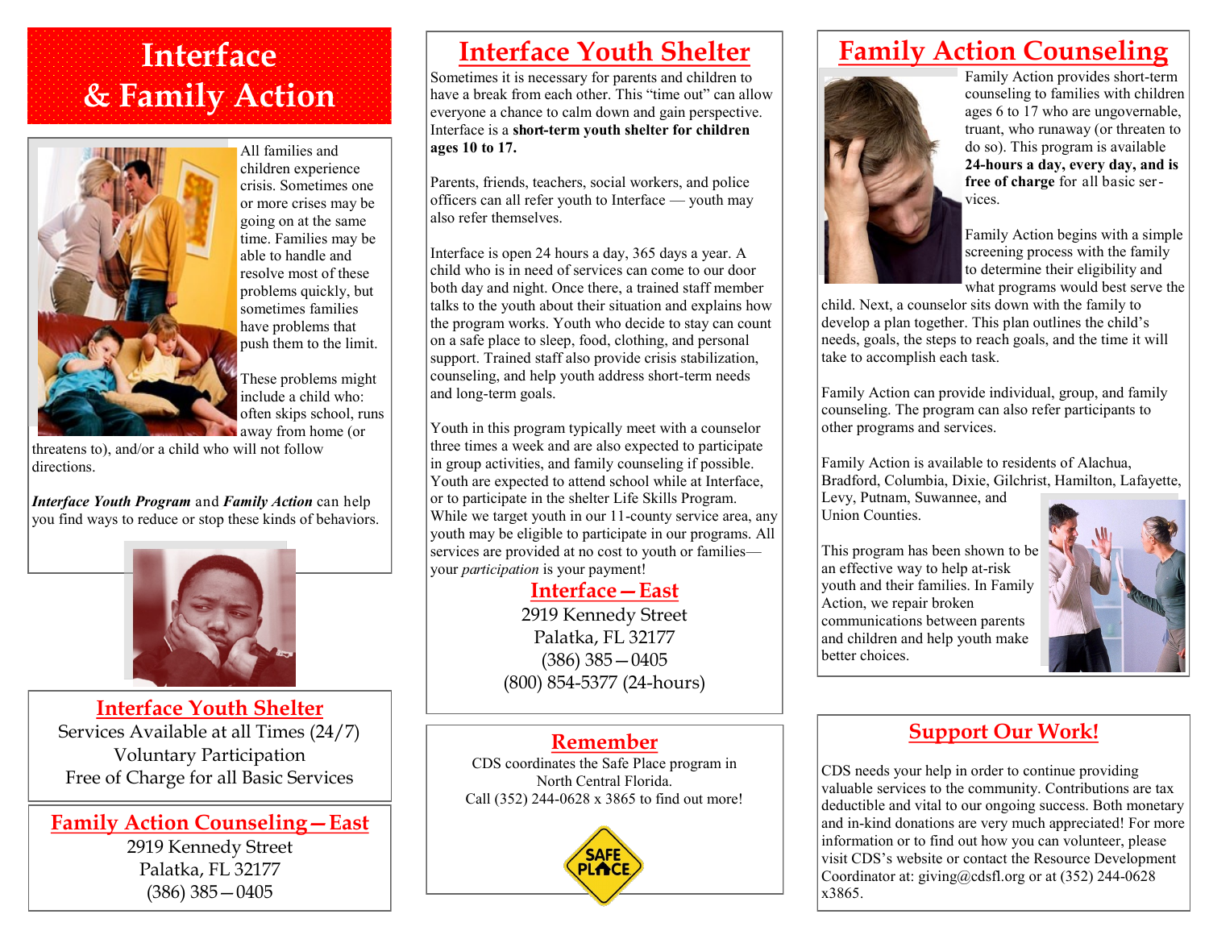# Interface & Family Action

All families and children experience crisis. Sometimes one or more crises may be going on at the same time. Families may be able to handle and resolve most of these problems quickly, but sometimes families have problems that push them to the limit.

These problems might include a child who: often skips school, runs away from home (or threatens to), and/or a child who will not follow directions.

***Interface Youth Program*** and ***Family Action*** can help you find ways to reduce or stop these kinds of behaviors.

## Interface Youth Shelter

Services Available at all Times (24/7)
Voluntary Participation
Free of Charge for all Basic Services

## Family Action Counseling—East

2919 Kennedy Street
Palatka, FL 32177
(386) 385—0405

## Interface Youth Shelter

Sometimes it is necessary for parents and children to have a break from each other. This "time out" can allow everyone a chance to calm down and gain perspective. Interface is a **short-term youth shelter for children ages 10 to 17.**

Parents, friends, teachers, social workers, and police officers can all refer youth to Interface — youth may also refer themselves.

Interface is open 24 hours a day, 365 days a year. A child who is in need of services can come to our door both day and night. Once there, a trained staff member talks to the youth about their situation and explains how the program works. Youth who decide to stay can count on a safe place to sleep, food, clothing, and personal support. Trained staff also provide crisis stabilization, counseling, and help youth address short-term needs and long-term goals.

Youth in this program typically meet with a counselor three times a week and are also expected to participate in group activities, and family counseling if possible. Youth are expected to attend school while at Interface, or to participate in the shelter Life Skills Program. While we target youth in our 11-county service area, any youth may be eligible to participate in our programs. All services are provided at no cost to youth or families—your *participation* is your payment!

## Interface—East

2919 Kennedy Street
Palatka, FL 32177
(386) 385—0405
(800) 854-5377 (24-hours)

## Remember

CDS coordinates the Safe Place program in North Central Florida.
Call (352) 244-0628 x 3865 to find out more!

SAFE PLACE

## Family Action Counseling

Family Action provides short-term counseling to families with children ages 6 to 17 who are ungovernable, truant, who runaway (or threaten to do so). This program is available **24-hours a day, every day, and is free of charge** for all basic services.

Family Action begins with a simple screening process with the family to determine their eligibility and what programs would best serve the child. Next, a counselor sits down with the family to develop a plan together. This plan outlines the child's needs, goals, the steps to reach goals, and the time it will take to accomplish each task.

Family Action can provide individual, group, and family counseling. The program can also refer participants to other programs and services.

Family Action is available to residents of Alachua, Bradford, Columbia, Dixie, Gilchrist, Hamilton, Lafayette, Levy, Putnam, Suwannee, and Union Counties.

This program has been shown to be an effective way to help at-risk youth and their families. In Family Action, we repair broken communications between parents and children and help youth make better choices.

## Support Our Work!

CDS needs your help in order to continue providing valuable services to the community. Contributions are tax deductible and vital to our ongoing success. Both monetary and in-kind donations are very much appreciated! For more information or to find out how you can volunteer, please visit CDS's website or contact the Resource Development Coordinator at: giving@cdsfl.org or at (352) 244-0628 x3865.